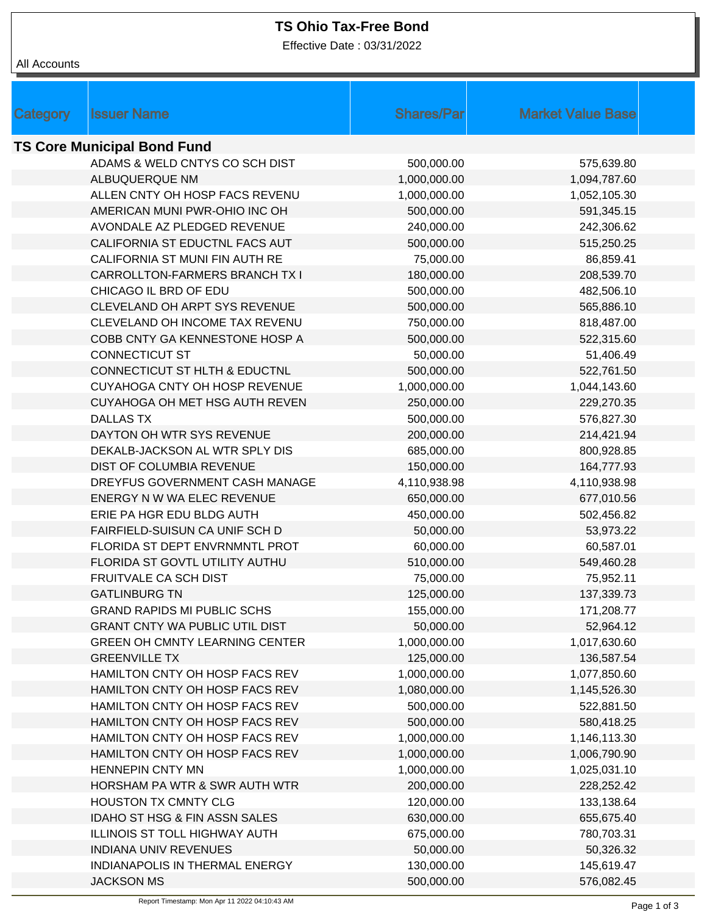# TS Ohio Tax-Free Bond

Effective Date : 03/31/2022

All Accounts

| Category | Issuer Name | Shares/Par | Market Value Base |
|---|---|---|---|
| **TS Core Municipal Bond Fund** | | | |
| | ADAMS & WELD CNTYS CO SCH DIST | 500,000.00 | 575,639.80 |
| | ALBUQUERQUE NM | 1,000,000.00 | 1,094,787.60 |
| | ALLEN CNTY OH HOSP FACS REVENU | 1,000,000.00 | 1,052,105.30 |
| | AMERICAN MUNI PWR-OHIO INC OH | 500,000.00 | 591,345.15 |
| | AVONDALE AZ PLEDGED REVENUE | 240,000.00 | 242,306.62 |
| | CALIFORNIA ST EDUCTNL FACS AUT | 500,000.00 | 515,250.25 |
| | CALIFORNIA ST MUNI FIN AUTH RE | 75,000.00 | 86,859.41 |
| | CARROLLTON-FARMERS BRANCH TX I | 180,000.00 | 208,539.70 |
| | CHICAGO IL BRD OF EDU | 500,000.00 | 482,506.10 |
| | CLEVELAND OH ARPT SYS REVENUE | 500,000.00 | 565,886.10 |
| | CLEVELAND OH INCOME TAX REVENU | 750,000.00 | 818,487.00 |
| | COBB CNTY GA KENNESTONE HOSP A | 500,000.00 | 522,315.60 |
| | CONNECTICUT ST | 50,000.00 | 51,406.49 |
| | CONNECTICUT ST HLTH & EDUCTNL | 500,000.00 | 522,761.50 |
| | CUYAHOGA CNTY OH HOSP REVENUE | 1,000,000.00 | 1,044,143.60 |
| | CUYAHOGA OH MET HSG AUTH REVEN | 250,000.00 | 229,270.35 |
| | DALLAS TX | 500,000.00 | 576,827.30 |
| | DAYTON OH WTR SYS REVENUE | 200,000.00 | 214,421.94 |
| | DEKALB-JACKSON AL WTR SPLY DIS | 685,000.00 | 800,928.85 |
| | DIST OF COLUMBIA REVENUE | 150,000.00 | 164,777.93 |
| | DREYFUS GOVERNMENT CASH MANAGE | 4,110,938.98 | 4,110,938.98 |
| | ENERGY N W WA ELEC REVENUE | 650,000.00 | 677,010.56 |
| | ERIE PA HGR EDU BLDG AUTH | 450,000.00 | 502,456.82 |
| | FAIRFIELD-SUISUN CA UNIF SCH D | 50,000.00 | 53,973.22 |
| | FLORIDA ST DEPT ENVRNMNTL PROT | 60,000.00 | 60,587.01 |
| | FLORIDA ST GOVTL UTILITY AUTHU | 510,000.00 | 549,460.28 |
| | FRUITVALE CA SCH DIST | 75,000.00 | 75,952.11 |
| | GATLINBURG TN | 125,000.00 | 137,339.73 |
| | GRAND RAPIDS MI PUBLIC SCHS | 155,000.00 | 171,208.77 |
| | GRANT CNTY WA PUBLIC UTIL DIST | 50,000.00 | 52,964.12 |
| | GREEN OH CMNTY LEARNING CENTER | 1,000,000.00 | 1,017,630.60 |
| | GREENVILLE TX | 125,000.00 | 136,587.54 |
| | HAMILTON CNTY OH HOSP FACS REV | 1,000,000.00 | 1,077,850.60 |
| | HAMILTON CNTY OH HOSP FACS REV | 1,080,000.00 | 1,145,526.30 |
| | HAMILTON CNTY OH HOSP FACS REV | 500,000.00 | 522,881.50 |
| | HAMILTON CNTY OH HOSP FACS REV | 500,000.00 | 580,418.25 |
| | HAMILTON CNTY OH HOSP FACS REV | 1,000,000.00 | 1,146,113.30 |
| | HAMILTON CNTY OH HOSP FACS REV | 1,000,000.00 | 1,006,790.90 |
| | HENNEPIN CNTY MN | 1,000,000.00 | 1,025,031.10 |
| | HORSHAM PA WTR & SWR AUTH WTR | 200,000.00 | 228,252.42 |
| | HOUSTON TX CMNTY CLG | 120,000.00 | 133,138.64 |
| | IDAHO ST HSG & FIN ASSN SALES | 630,000.00 | 655,675.40 |
| | ILLINOIS ST TOLL HIGHWAY AUTH | 675,000.00 | 780,703.31 |
| | INDIANA UNIV REVENUES | 50,000.00 | 50,326.32 |
| | INDIANAPOLIS IN THERMAL ENERGY | 130,000.00 | 145,619.47 |
| | JACKSON MS | 500,000.00 | 576,082.45 |

Report Timestamp: Mon Apr 11 2022 04:10:43 AM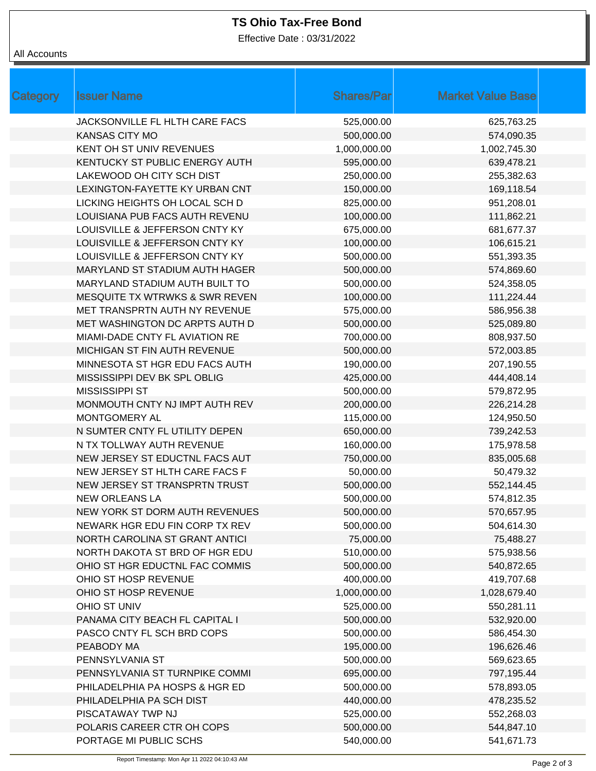# TS Ohio Tax-Free Bond

Effective Date : 03/31/2022

All Accounts

| Category | Issuer Name | Shares/Par | Market Value Base |
|---|---|---|---|
| | JACKSONVILLE FL HLTH CARE FACS | 525,000.00 | 625,763.25 |
| | KANSAS CITY MO | 500,000.00 | 574,090.35 |
| | KENT OH ST UNIV REVENUES | 1,000,000.00 | 1,002,745.30 |
| | KENTUCKY ST PUBLIC ENERGY AUTH | 595,000.00 | 639,478.21 |
| | LAKEWOOD OH CITY SCH DIST | 250,000.00 | 255,382.63 |
| | LEXINGTON-FAYETTE KY URBAN CNT | 150,000.00 | 169,118.54 |
| | LICKING HEIGHTS OH LOCAL SCH D | 825,000.00 | 951,208.01 |
| | LOUISIANA PUB FACS AUTH REVENU | 100,000.00 | 111,862.21 |
| | LOUISVILLE & JEFFERSON CNTY KY | 675,000.00 | 681,677.37 |
| | LOUISVILLE & JEFFERSON CNTY KY | 100,000.00 | 106,615.21 |
| | LOUISVILLE & JEFFERSON CNTY KY | 500,000.00 | 551,393.35 |
| | MARYLAND ST STADIUM AUTH HAGER | 500,000.00 | 574,869.60 |
| | MARYLAND STADIUM AUTH BUILT TO | 500,000.00 | 524,358.05 |
| | MESQUITE TX WTRWKS & SWR REVEN | 100,000.00 | 111,224.44 |
| | MET TRANSPRTN AUTH NY REVENUE | 575,000.00 | 586,956.38 |
| | MET WASHINGTON DC ARPTS AUTH D | 500,000.00 | 525,089.80 |
| | MIAMI-DADE CNTY FL AVIATION RE | 700,000.00 | 808,937.50 |
| | MICHIGAN ST FIN AUTH REVENUE | 500,000.00 | 572,003.85 |
| | MINNESOTA ST HGR EDU FACS AUTH | 190,000.00 | 207,190.55 |
| | MISSISSIPPI DEV BK SPL OBLIG | 425,000.00 | 444,408.14 |
| | MISSISSIPPI ST | 500,000.00 | 579,872.95 |
| | MONMOUTH CNTY NJ IMPT AUTH REV | 200,000.00 | 226,214.28 |
| | MONTGOMERY AL | 115,000.00 | 124,950.50 |
| | N SUMTER CNTY FL UTILITY DEPEN | 650,000.00 | 739,242.53 |
| | N TX TOLLWAY AUTH REVENUE | 160,000.00 | 175,978.58 |
| | NEW JERSEY ST EDUCTNL FACS AUT | 750,000.00 | 835,005.68 |
| | NEW JERSEY ST HLTH CARE FACS F | 50,000.00 | 50,479.32 |
| | NEW JERSEY ST TRANSPRTN TRUST | 500,000.00 | 552,144.45 |
| | NEW ORLEANS LA | 500,000.00 | 574,812.35 |
| | NEW YORK ST DORM AUTH REVENUES | 500,000.00 | 570,657.95 |
| | NEWARK HGR EDU FIN CORP TX REV | 500,000.00 | 504,614.30 |
| | NORTH CAROLINA ST GRANT ANTICI | 75,000.00 | 75,488.27 |
| | NORTH DAKOTA ST BRD OF HGR EDU | 510,000.00 | 575,938.56 |
| | OHIO ST HGR EDUCTNL FAC COMMIS | 500,000.00 | 540,872.65 |
| | OHIO ST HOSP REVENUE | 400,000.00 | 419,707.68 |
| | OHIO ST HOSP REVENUE | 1,000,000.00 | 1,028,679.40 |
| | OHIO ST UNIV | 525,000.00 | 550,281.11 |
| | PANAMA CITY BEACH FL CAPITAL I | 500,000.00 | 532,920.00 |
| | PASCO CNTY FL SCH BRD COPS | 500,000.00 | 586,454.30 |
| | PEABODY MA | 195,000.00 | 196,626.46 |
| | PENNSYLVANIA ST | 500,000.00 | 569,623.65 |
| | PENNSYLVANIA ST TURNPIKE COMMI | 695,000.00 | 797,195.44 |
| | PHILADELPHIA PA HOSPS & HGR ED | 500,000.00 | 578,893.05 |
| | PHILADELPHIA PA SCH DIST | 440,000.00 | 478,235.52 |
| | PISCATAWAY TWP NJ | 525,000.00 | 552,268.03 |
| | POLARIS CAREER CTR OH COPS | 500,000.00 | 544,847.10 |
| | PORTAGE MI PUBLIC SCHS | 540,000.00 | 541,671.73 |

Report Timestamp: Mon Apr 11 2022 04:10:43 AM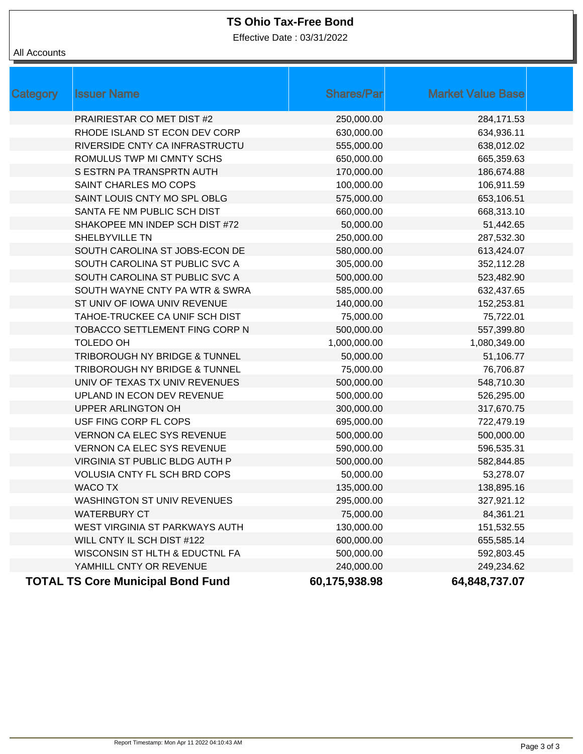# TS Ohio Tax-Free Bond

Effective Date : 03/31/2022

All Accounts

| Category | Issuer Name | Shares/Par | Market Value Base |
|---|---|---|---|
| | PRAIRIESTAR CO MET DIST #2 | 250,000.00 | 284,171.53 |
| | RHODE ISLAND ST ECON DEV CORP | 630,000.00 | 634,936.11 |
| | RIVERSIDE CNTY CA INFRASTRUCTU | 555,000.00 | 638,012.02 |
| | ROMULUS TWP MI CMNTY SCHS | 650,000.00 | 665,359.63 |
| | S ESTRN PA TRANSPRTN AUTH | 170,000.00 | 186,674.88 |
| | SAINT CHARLES MO COPS | 100,000.00 | 106,911.59 |
| | SAINT LOUIS CNTY MO SPL OBLG | 575,000.00 | 653,106.51 |
| | SANTA FE NM PUBLIC SCH DIST | 660,000.00 | 668,313.10 |
| | SHAKOPEE MN INDEP SCH DIST #72 | 50,000.00 | 51,442.65 |
| | SHELBYVILLE TN | 250,000.00 | 287,532.30 |
| | SOUTH CAROLINA ST JOBS-ECON DE | 580,000.00 | 613,424.07 |
| | SOUTH CAROLINA ST PUBLIC SVC A | 305,000.00 | 352,112.28 |
| | SOUTH CAROLINA ST PUBLIC SVC A | 500,000.00 | 523,482.90 |
| | SOUTH WAYNE CNTY PA WTR & SWRA | 585,000.00 | 632,437.65 |
| | ST UNIV OF IOWA UNIV REVENUE | 140,000.00 | 152,253.81 |
| | TAHOE-TRUCKEE CA UNIF SCH DIST | 75,000.00 | 75,722.01 |
| | TOBACCO SETTLEMENT FING CORP N | 500,000.00 | 557,399.80 |
| | TOLEDO OH | 1,000,000.00 | 1,080,349.00 |
| | TRIBOROUGH NY BRIDGE & TUNNEL | 50,000.00 | 51,106.77 |
| | TRIBOROUGH NY BRIDGE & TUNNEL | 75,000.00 | 76,706.87 |
| | UNIV OF TEXAS TX UNIV REVENUES | 500,000.00 | 548,710.30 |
| | UPLAND IN ECON DEV REVENUE | 500,000.00 | 526,295.00 |
| | UPPER ARLINGTON OH | 300,000.00 | 317,670.75 |
| | USF FING CORP FL COPS | 695,000.00 | 722,479.19 |
| | VERNON CA ELEC SYS REVENUE | 500,000.00 | 500,000.00 |
| | VERNON CA ELEC SYS REVENUE | 590,000.00 | 596,535.31 |
| | VIRGINIA ST PUBLIC BLDG AUTH P | 500,000.00 | 582,844.85 |
| | VOLUSIA CNTY FL SCH BRD COPS | 50,000.00 | 53,278.07 |
| | WACO TX | 135,000.00 | 138,895.16 |
| | WASHINGTON ST UNIV REVENUES | 295,000.00 | 327,921.12 |
| | WATERBURY CT | 75,000.00 | 84,361.21 |
| | WEST VIRGINIA ST PARKWAYS AUTH | 130,000.00 | 151,532.55 |
| | WILL CNTY IL SCH DIST #122 | 600,000.00 | 655,585.14 |
| | WISCONSIN ST HLTH & EDUCTNL FA | 500,000.00 | 592,803.45 |
| | YAMHILL CNTY OR REVENUE | 240,000.00 | 249,234.62 |
| **TOTAL TS Core Municipal Bond Fund** | | **60,175,938.98** | **64,848,737.07** |

Report Timestamp: Mon Apr 11 2022 04:10:43 AM